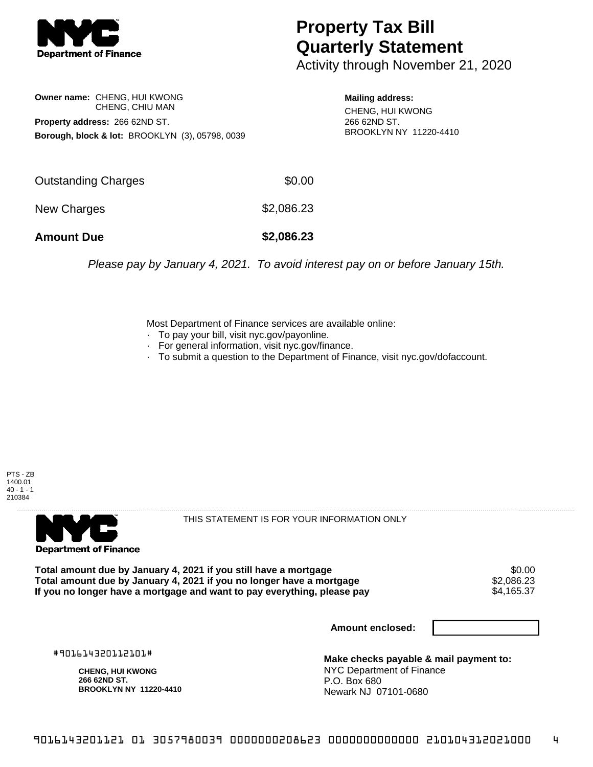NYC Department of Finance

# Property Tax Bill Quarterly Statement

Activity through November 21, 2020

**Owner name:** CHENG, HUI KWONG
CHENG, CHIU MAN

**Property address:** 266 62ND ST.

**Borough, block & lot:** BROOKLYN (3), 05798, 0039

**Mailing address:**
CHENG, HUI KWONG
266 62ND ST.
BROOKLYN NY 11220-4410

| | |
|---|---|
| Outstanding Charges | $0.00 |
| New Charges | $2,086.23 |
| **Amount Due** | **$2,086.23** |

*Please pay by January 4, 2021. To avoid interest pay on or before January 15th.*

Most Department of Finance services are available online:

- To pay your bill, visit nyc.gov/payonline.
- For general information, visit nyc.gov/finance.
- To submit a question to the Department of Finance, visit nyc.gov/dofaccount.

PTS - ZB
1400.01
40 - 1 - 1
210384

NYC Department of Finance

THIS STATEMENT IS FOR YOUR INFORMATION ONLY

| | |
|---|---|
| **Total amount due by January 4, 2021 if you still have a mortgage** | $0.00 |
| **Total amount due by January 4, 2021 if you no longer have a mortgage** | $2,086.23 |
| **If you no longer have a mortgage and want to pay everything, please pay** | $4,165.37 |

**Amount enclosed:**

#901614320112101#

**CHENG, HUI KWONG**
**266 62ND ST.**
**BROOKLYN NY 11220-4410**

**Make checks payable & mail payment to:**
NYC Department of Finance
P.O. Box 680
Newark NJ 07101-0680

9016143201121 01 3057980039 0000000208623 0000000000000 210104312021000 4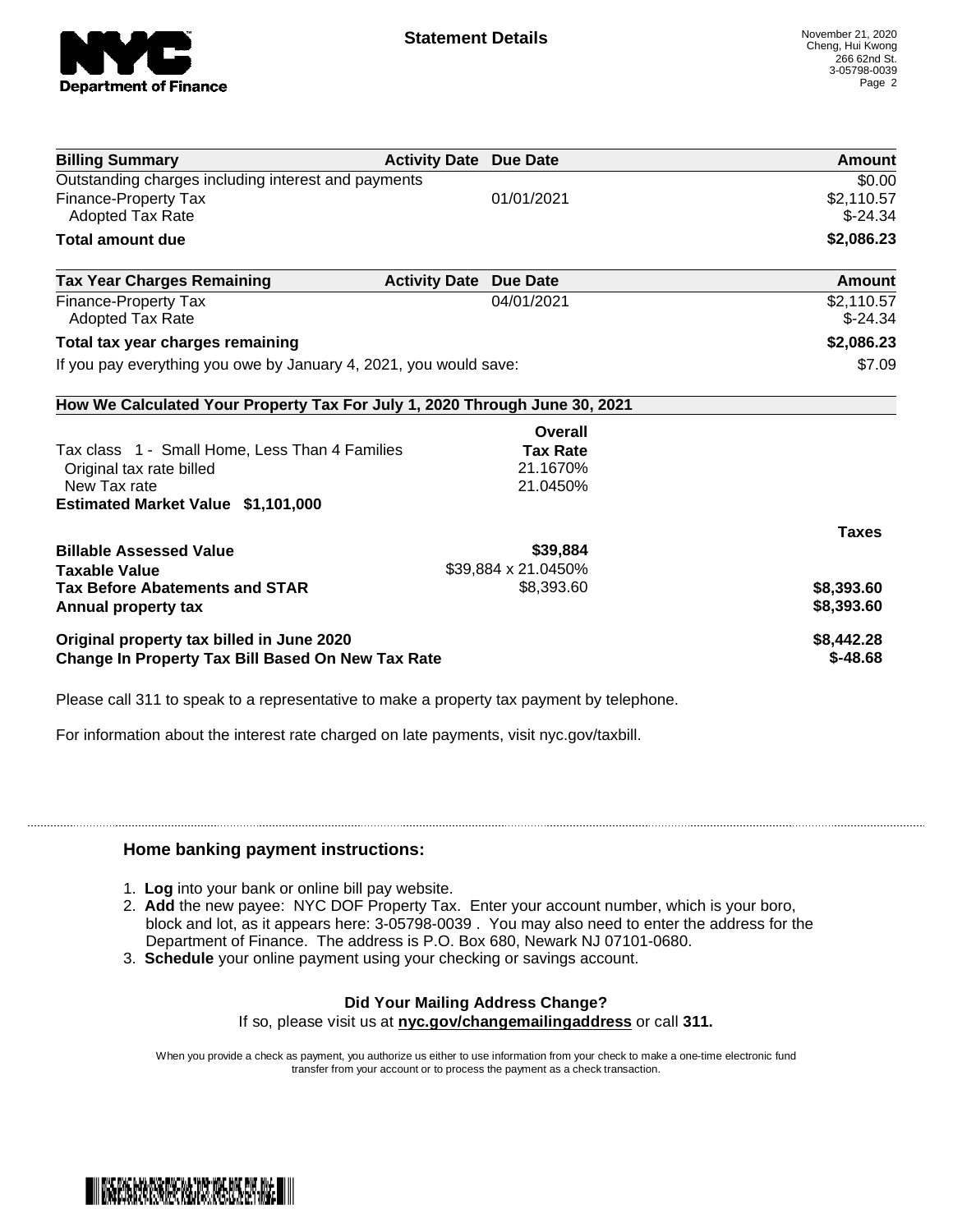# Statement Details

November 21, 2020
Cheng, Hui Kwong
266 62nd St.
3-05798-0039

| Billing Summary | Activity Date | Due Date | Amount |
|---|---|---|---|
| Outstanding charges including interest and payments | | | $0.00 |
| Finance-Property Tax | | 01/01/2021 | $2,110.57 |
| Adopted Tax Rate | | | $-24.34 |
| **Total amount due** | | | **$2,086.23** |

| Tax Year Charges Remaining | Activity Date | Due Date | Amount |
|---|---|---|---|
| Finance-Property Tax | | 04/01/2021 | $2,110.57 |
| Adopted Tax Rate | | | $-24.34 |
| **Total tax year charges remaining** | | | **$2,086.23** |
| If you pay everything you owe by January 4, 2021, you would save: | | | $7.09 |

**How We Calculated Your Property Tax For July 1, 2020 Through June 30, 2021**

| | Overall Tax Rate | Taxes |
|---|---|---|
| Tax class 1 - Small Home, Less Than 4 Families | | |
| Original tax rate billed | 21.1670% | |
| New Tax rate | 21.0450% | |
| **Estimated Market Value $1,101,000** | | |
| **Billable Assessed Value** | **$39,884** | |
| **Taxable Value** | $39,884 x 21.0450% | |
| **Tax Before Abatements and STAR** | $8,393.60 | **$8,393.60** |
| **Annual property tax** | | **$8,393.60** |
| **Original property tax billed in June 2020** | | **$8,442.28** |
| **Change In Property Tax Bill Based On New Tax Rate** | | **$-48.68** |

Please call 311 to speak to a representative to make a property tax payment by telephone.

For information about the interest rate charged on late payments, visit nyc.gov/taxbill.

## Home banking payment instructions:

1. **Log** into your bank or online bill pay website.
2. **Add** the new payee: NYC DOF Property Tax. Enter your account number, which is your boro, block and lot, as it appears here: 3-05798-0039 . You may also need to enter the address for the Department of Finance. The address is P.O. Box 680, Newark NJ 07101-0680.
3. **Schedule** your online payment using your checking or savings account.

**Did Your Mailing Address Change?**
If so, please visit us at **nyc.gov/changemailingaddress** or call **311.**

When you provide a check as payment, you authorize us either to use information from your check to make a one-time electronic fund transfer from your account or to process the payment as a check transaction.